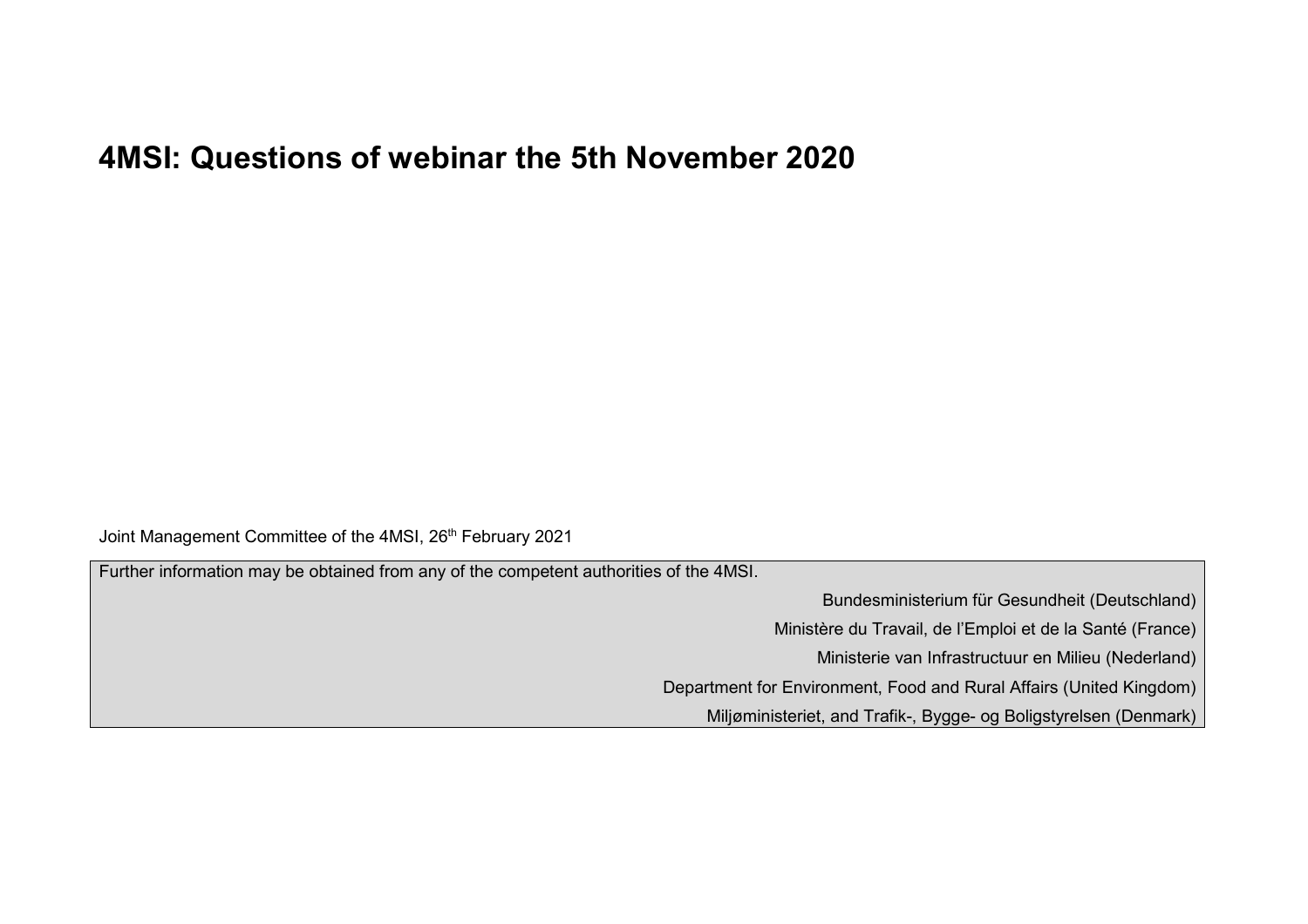# 4MSI: Questions of webinar the 5th November 2020

Joint Management Committee of the 4MSI, 26th February 2021

| Further information may be obtained from any of the competent authorities of the 4MSI. |
|---|
| Bundesministerium für Gesundheit (Deutschland) |
| Ministère du Travail, de l'Emploi et de la Santé (France) |
| Ministerie van Infrastructuur en Milieu (Nederland) |
| Department for Environment, Food and Rural Affairs (United Kingdom) |
| Miljøministeriet, and Trafik-, Bygge- og Boligstyrelsen (Denmark) |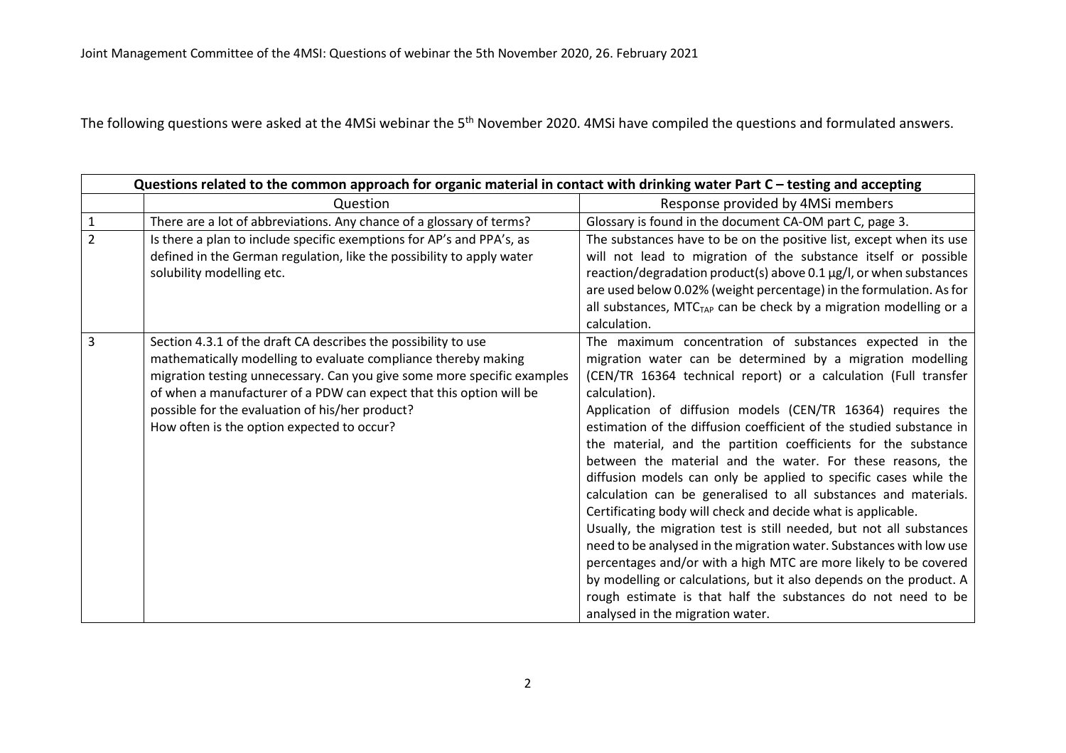The following questions were asked at the 4MSi webinar the 5th November 2020. 4MSi have compiled the questions and formulated answers.

| Questions related to the common approach for organic material in contact with drinking water Part C – testing and accepting | | |
|---|---|---|
| | Question | Response provided by 4MSi members |
| 1 | There are a lot of abbreviations. Any chance of a glossary of terms? | Glossary is found in the document CA-OM part C, page 3. |
| 2 | Is there a plan to include specific exemptions for AP's and PPA's, as defined in the German regulation, like the possibility to apply water solubility modelling etc. | The substances have to be on the positive list, except when its use will not lead to migration of the substance itself or possible reaction/degradation product(s) above 0.1 µg/l, or when substances are used below 0.02% (weight percentage) in the formulation. As for all substances, $MTC_{TAP}$ can be check by a migration modelling or a calculation. |
| 3 | Section 4.3.1 of the draft CA describes the possibility to use mathematically modelling to evaluate compliance thereby making migration testing unnecessary. Can you give some more specific examples of when a manufacturer of a PDW can expect that this option will be possible for the evaluation of his/her product? How often is the option expected to occur? | The maximum concentration of substances expected in the migration water can be determined by a migration modelling (CEN/TR 16364 technical report) or a calculation (Full transfer calculation). Application of diffusion models (CEN/TR 16364) requires the estimation of the diffusion coefficient of the studied substance in the material, and the partition coefficients for the substance between the material and the water. For these reasons, the diffusion models can only be applied to specific cases while the calculation can be generalised to all substances and materials. Certificating body will check and decide what is applicable. Usually, the migration test is still needed, but not all substances need to be analysed in the migration water. Substances with low use percentages and/or with a high MTC are more likely to be covered by modelling or calculations, but it also depends on the product. A rough estimate is that half the substances do not need to be analysed in the migration water. |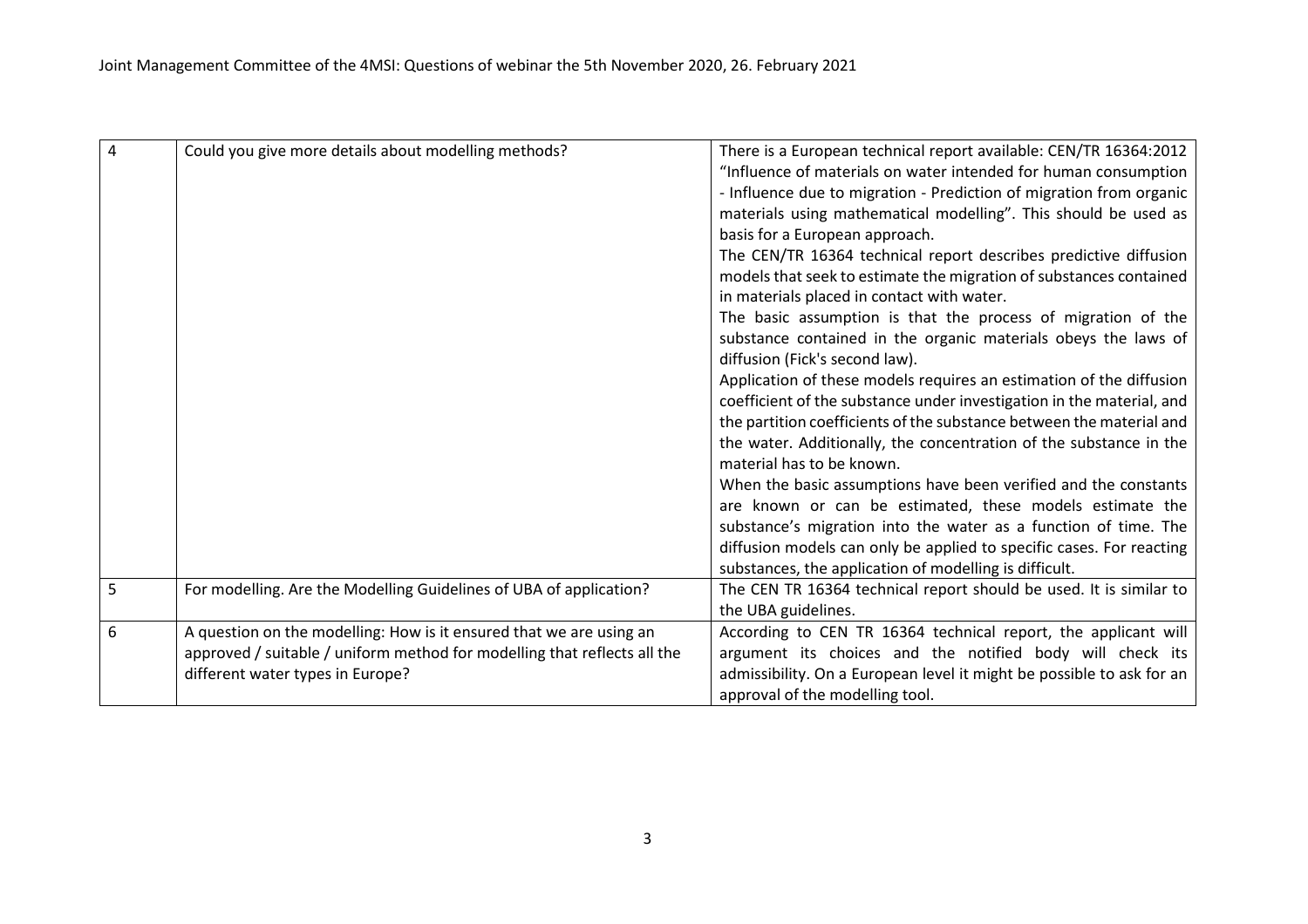| 4 | Could you give more details about modelling methods? | There is a European technical report available: CEN/TR 16364:2012 "Influence of materials on water intended for human consumption - Influence due to migration - Prediction of migration from organic materials using mathematical modelling". This should be used as basis for a European approach.<br>The CEN/TR 16364 technical report describes predictive diffusion models that seek to estimate the migration of substances contained in materials placed in contact with water.<br>The basic assumption is that the process of migration of the substance contained in the organic materials obeys the laws of diffusion (Fick's second law).<br>Application of these models requires an estimation of the diffusion coefficient of the substance under investigation in the material, and the partition coefficients of the substance between the material and the water. Additionally, the concentration of the substance in the material has to be known.<br>When the basic assumptions have been verified and the constants are known or can be estimated, these models estimate the substance's migration into the water as a function of time. The diffusion models can only be applied to specific cases. For reacting substances, the application of modelling is difficult. |
|---|---|---|
| 5 | For modelling. Are the Modelling Guidelines of UBA of application? | The CEN TR 16364 technical report should be used. It is similar to the UBA guidelines. |
| 6 | A question on the modelling: How is it ensured that we are using an approved / suitable / uniform method for modelling that reflects all the different water types in Europe? | According to CEN TR 16364 technical report, the applicant will argument its choices and the notified body will check its admissibility. On a European level it might be possible to ask for an approval of the modelling tool. |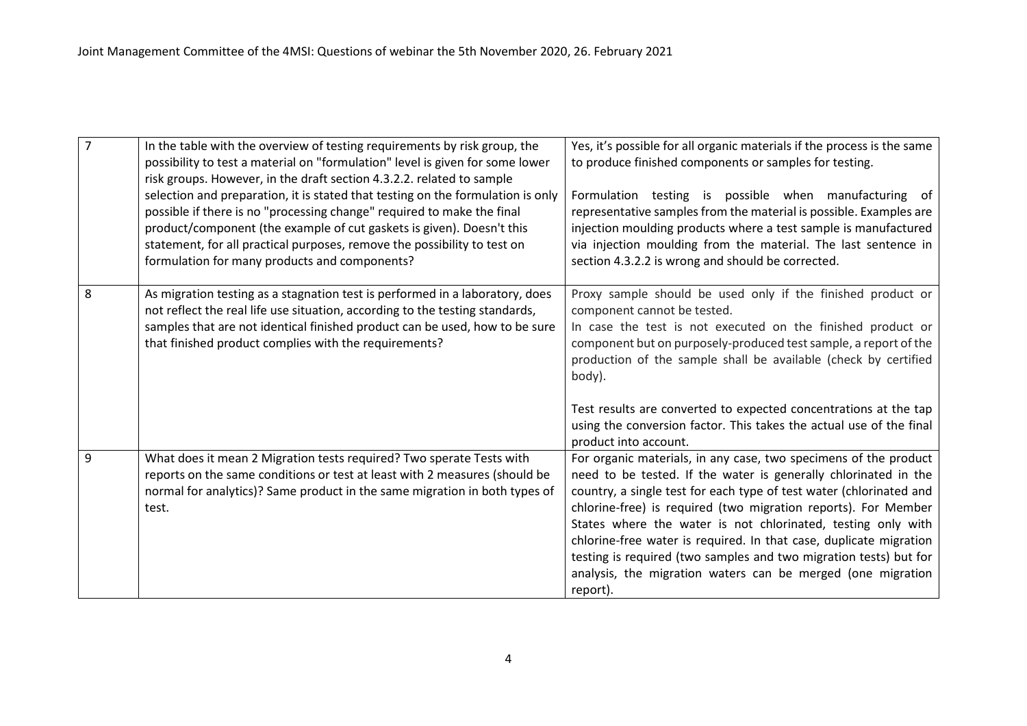| | | |
|---|---|---|
| 7 | In the table with the overview of testing requirements by risk group, the possibility to test a material on "formulation" level is given for some lower risk groups. However, in the draft section 4.3.2.2. related to sample selection and preparation, it is stated that testing on the formulation is only possible if there is no "processing change" required to make the final product/component (the example of cut gaskets is given). Doesn't this statement, for all practical purposes, remove the possibility to test on formulation for many products and components? | Yes, it's possible for all organic materials if the process is the same to produce finished components or samples for testing.<br><br>Formulation testing is possible when manufacturing of representative samples from the material is possible. Examples are injection moulding products where a test sample is manufactured via injection moulding from the material. The last sentence in section 4.3.2.2 is wrong and should be corrected. |
| 8 | As migration testing as a stagnation test is performed in a laboratory, does not reflect the real life use situation, according to the testing standards, samples that are not identical finished product can be used, how to be sure that finished product complies with the requirements? | Proxy sample should be used only if the finished product or component cannot be tested.<br>In case the test is not executed on the finished product or component but on purposely-produced test sample, a report of the production of the sample shall be available (check by certified body).<br><br>Test results are converted to expected concentrations at the tap using the conversion factor. This takes the actual use of the final product into account. |
| 9 | What does it mean 2 Migration tests required? Two sperate Tests with reports on the same conditions or test at least with 2 measures (should be normal for analytics)? Same product in the same migration in both types of test. | For organic materials, in any case, two specimens of the product need to be tested. If the water is generally chlorinated in the country, a single test for each type of test water (chlorinated and chlorine-free) is required (two migration reports). For Member States where the water is not chlorinated, testing only with chlorine-free water is required. In that case, duplicate migration testing is required (two samples and two migration tests) but for analysis, the migration waters can be merged (one migration report). |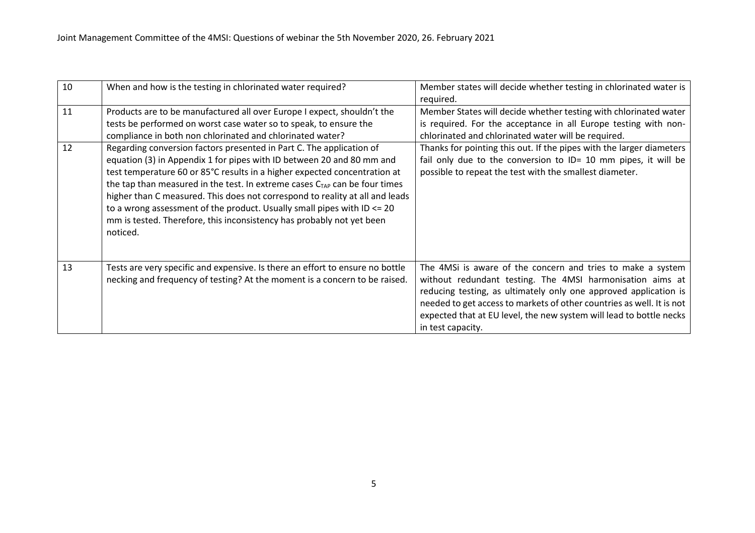| 10 | When and how is the testing in chlorinated water required? | Member states will decide whether testing in chlorinated water is required. |
|---|---|---|
| 11 | Products are to be manufactured all over Europe I expect, shouldn't the tests be performed on worst case water so to speak, to ensure the compliance in both non chlorinated and chlorinated water? | Member States will decide whether testing with chlorinated water is required. For the acceptance in all Europe testing with non-chlorinated and chlorinated water will be required. |
| 12 | Regarding conversion factors presented in Part C. The application of equation (3) in Appendix 1 for pipes with ID between 20 and 80 mm and test temperature 60 or 85°C results in a higher expected concentration at the tap than measured in the test. In extreme cases $C_{TAP}$ can be four times higher than C measured. This does not correspond to reality at all and leads to a wrong assessment of the product. Usually small pipes with ID <= 20 mm is tested. Therefore, this inconsistency has probably not yet been noticed. | Thanks for pointing this out. If the pipes with the larger diameters fail only due to the conversion to ID= 10 mm pipes, it will be possible to repeat the test with the smallest diameter. |
| 13 | Tests are very specific and expensive. Is there an effort to ensure no bottle necking and frequency of testing? At the moment is a concern to be raised. | The 4MSi is aware of the concern and tries to make a system without redundant testing. The 4MSI harmonisation aims at reducing testing, as ultimately only one approved application is needed to get access to markets of other countries as well. It is not expected that at EU level, the new system will lead to bottle necks in test capacity. |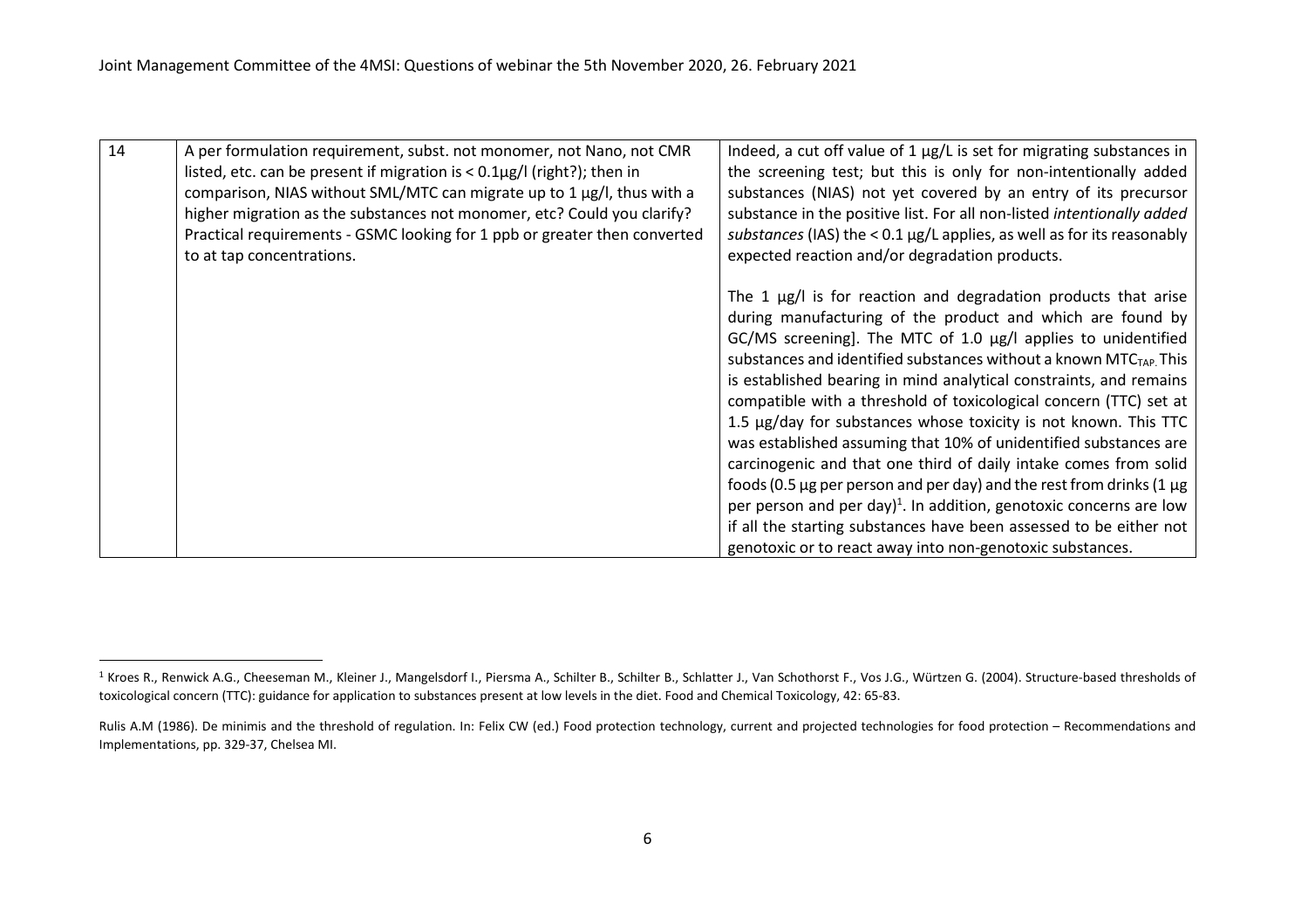| 14 | A per formulation requirement, subst. not monomer, not Nano, not CMR listed, etc. can be present if migration is < 0.1µg/l (right?); then in comparison, NIAS without SML/MTC can migrate up to 1 µg/l, thus with a higher migration as the substances not monomer, etc? Could you clarify? Practical requirements - GSMC looking for 1 ppb or greater then converted to at tap concentrations. | Indeed, a cut off value of 1 µg/L is set for migrating substances in the screening test; but this is only for non-intentionally added substances (NIAS) not yet covered by an entry of its precursor substance in the positive list. For all non-listed *intentionally added substances* (IAS) the < 0.1 µg/L applies, as well as for its reasonably expected reaction and/or degradation products.<br><br>The 1 µg/l is for reaction and degradation products that arise during manufacturing of the product and which are found by GC/MS screening]. The MTC of 1.0 µg/l applies to unidentified substances and identified substances without a known $MTC_{TAP}$. This is established bearing in mind analytical constraints, and remains compatible with a threshold of toxicological concern (TTC) set at 1.5 µg/day for substances whose toxicity is not known. This TTC was established assuming that 10% of unidentified substances are carcinogenic and that one third of daily intake comes from solid foods (0.5 µg per person and per day) and the rest from drinks (1 µg per person and per day)[1]. In addition, genotoxic concerns are low if all the starting substances have been assessed to be either not genotoxic or to react away into non-genotoxic substances. |
|---|---|---|

[1] Kroes R., Renwick A.G., Cheeseman M., Kleiner J., Mangelsdorf I., Piersma A., Schilter B., Schilter B., Schlatter J., Van Schothorst F., Vos J.G., Würtzen G. (2004). Structure-based thresholds of toxicological concern (TTC): guidance for application to substances present at low levels in the diet. Food and Chemical Toxicology, 42: 65-83.

Rulis A.M (1986). De minimis and the threshold of regulation. In: Felix CW (ed.) Food protection technology, current and projected technologies for food protection – Recommendations and Implementations, pp. 329-37, Chelsea MI.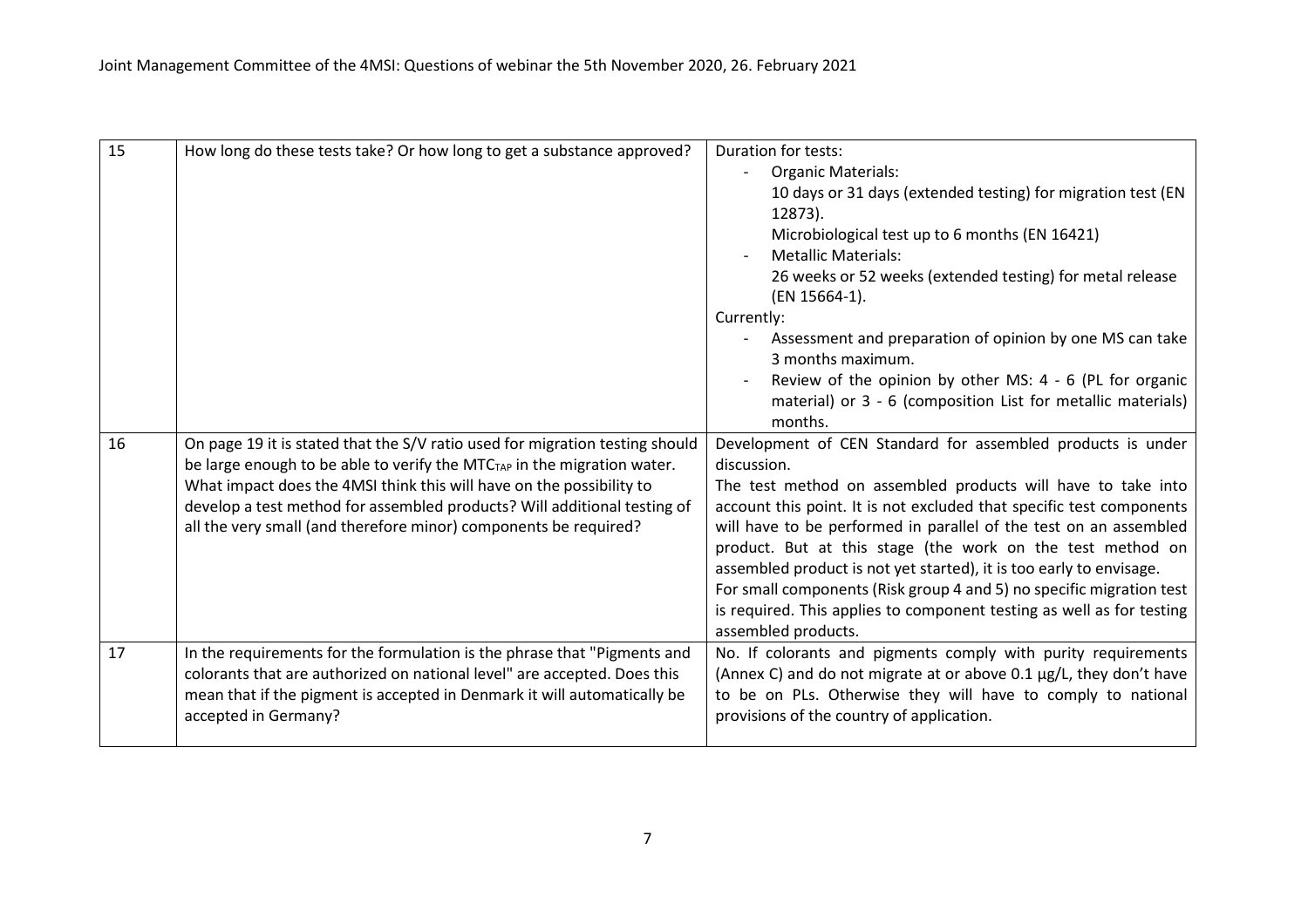| 15 | How long do these tests take? Or how long to get a substance approved? | Duration for tests:<br>- Organic Materials:<br>10 days or 31 days (extended testing) for migration test (EN 12873).<br>Microbiological test up to 6 months (EN 16421)<br>- Metallic Materials:<br>26 weeks or 52 weeks (extended testing) for metal release (EN 15664-1).<br>Currently:<br>- Assessment and preparation of opinion by one MS can take 3 months maximum.<br>- Review of the opinion by other MS: 4 - 6 (PL for organic material) or 3 - 6 (composition List for metallic materials) months. |
|---|---|---|
| 16 | On page 19 it is stated that the S/V ratio used for migration testing should be large enough to be able to verify the $MTC_{TAP}$ in the migration water. What impact does the 4MSI think this will have on the possibility to develop a test method for assembled products? Will additional testing of all the very small (and therefore minor) components be required? | Development of CEN Standard for assembled products is under discussion.<br>The test method on assembled products will have to take into account this point. It is not excluded that specific test components will have to be performed in parallel of the test on an assembled product. But at this stage (the work on the test method on assembled product is not yet started), it is too early to envisage.<br>For small components (Risk group 4 and 5) no specific migration test is required. This applies to component testing as well as for testing assembled products. |
| 17 | In the requirements for the formulation is the phrase that "Pigments and colorants that are authorized on national level" are accepted. Does this mean that if the pigment is accepted in Denmark it will automatically be accepted in Germany? | No. If colorants and pigments comply with purity requirements (Annex C) and do not migrate at or above 0.1 µg/L, they don't have to be on PLs. Otherwise they will have to comply to national provisions of the country of application. |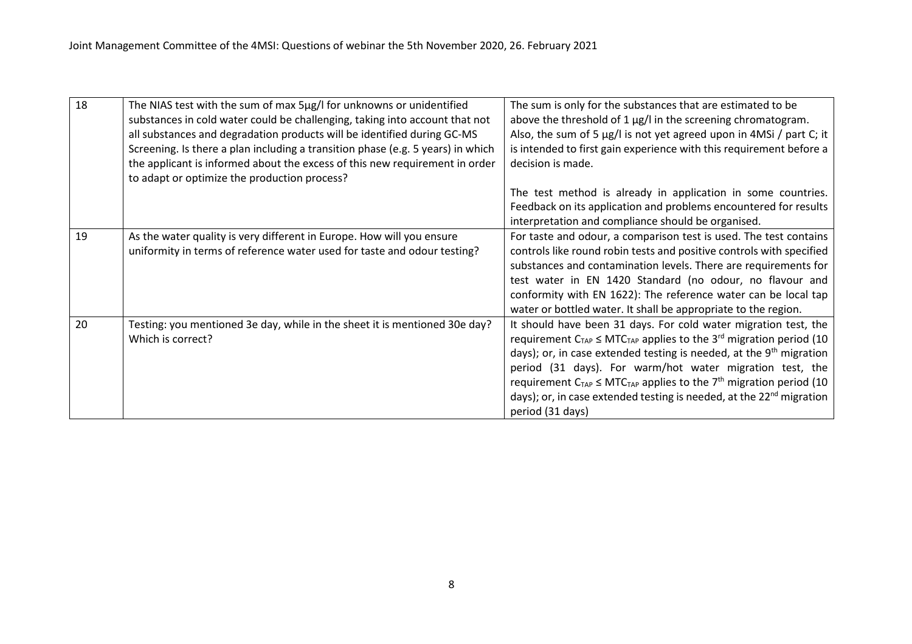| | | |
|---|---|---|
| 18 | The NIAS test with the sum of max 5µg/l for unknowns or unidentified substances in cold water could be challenging, taking into account that not all substances and degradation products will be identified during GC-MS Screening. Is there a plan including a transition phase (e.g. 5 years) in which the applicant is informed about the excess of this new requirement in order to adapt or optimize the production process? | The sum is only for the substances that are estimated to be above the threshold of 1 µg/l in the screening chromatogram. Also, the sum of 5 µg/l is not yet agreed upon in 4MSi / part C; it is intended to first gain experience with this requirement before a decision is made.<br><br>The test method is already in application in some countries. Feedback on its application and problems encountered for results interpretation and compliance should be organised. |
| 19 | As the water quality is very different in Europe. How will you ensure uniformity in terms of reference water used for taste and odour testing? | For taste and odour, a comparison test is used. The test contains controls like round robin tests and positive controls with specified substances and contamination levels. There are requirements for test water in EN 1420 Standard (no odour, no flavour and conformity with EN 1622): The reference water can be local tap water or bottled water. It shall be appropriate to the region. |
| 20 | Testing: you mentioned 3e day, while in the sheet it is mentioned 30e day? Which is correct? | It should have been 31 days. For cold water migration test, the requirement $C_{TAP} \leq MTC_{TAP}$ applies to the 3rd migration period (10 days); or, in case extended testing is needed, at the 9th migration period (31 days). For warm/hot water migration test, the requirement $C_{TAP} \leq MTC_{TAP}$ applies to the 7th migration period (10 days); or, in case extended testing is needed, at the 22nd migration period (31 days) |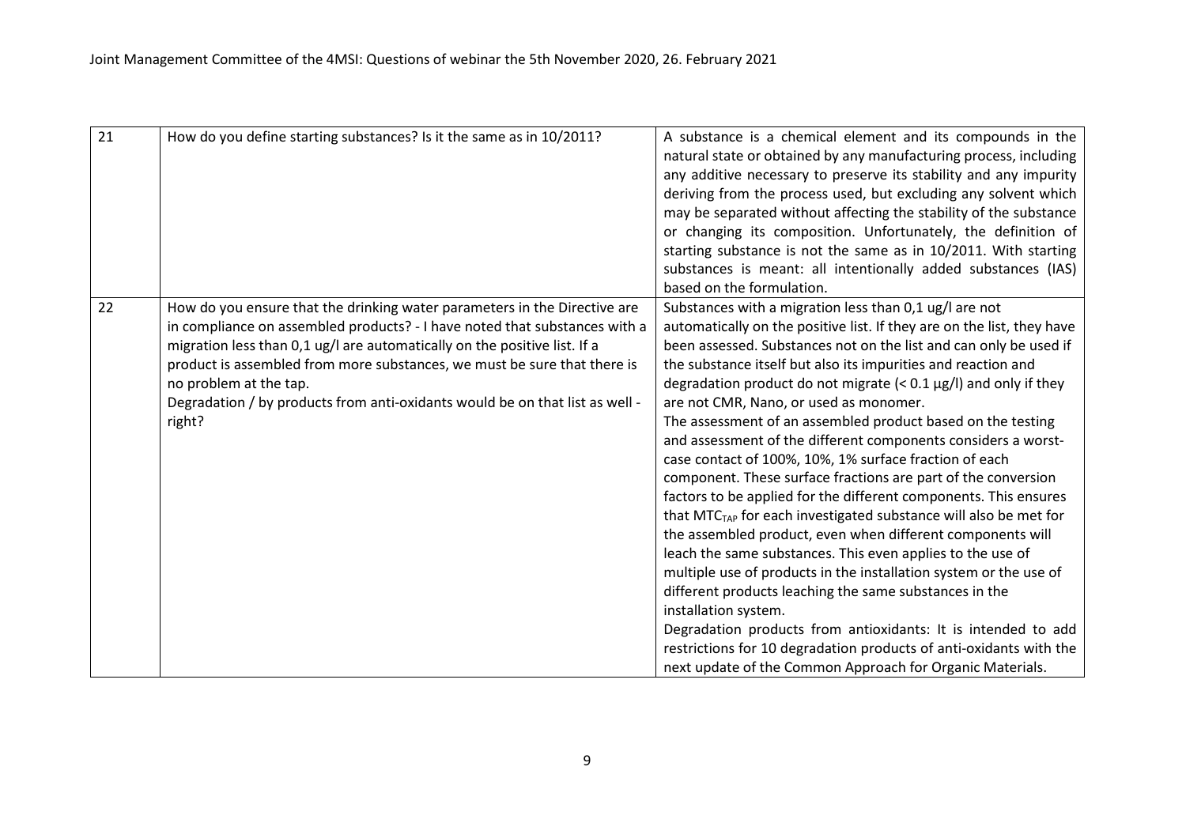| 21 | How do you define starting substances? Is it the same as in 10/2011? | A substance is a chemical element and its compounds in the natural state or obtained by any manufacturing process, including any additive necessary to preserve its stability and any impurity deriving from the process used, but excluding any solvent which may be separated without affecting the stability of the substance or changing its composition. Unfortunately, the definition of starting substance is not the same as in 10/2011. With starting substances is meant: all intentionally added substances (IAS) based on the formulation. |
|---|---|---|
| 22 | How do you ensure that the drinking water parameters in the Directive are in compliance on assembled products? - I have noted that substances with a migration less than 0,1 ug/l are automatically on the positive list. If a product is assembled from more substances, we must be sure that there is no problem at the tap.<br>Degradation / by products from anti-oxidants would be on that list as well - right? | Substances with a migration less than 0,1 ug/l are not automatically on the positive list. If they are on the list, they have been assessed. Substances not on the list and can only be used if the substance itself but also its impurities and reaction and degradation product do not migrate (< 0.1 µg/l) and only if they are not CMR, Nano, or used as monomer.<br>The assessment of an assembled product based on the testing and assessment of the different components considers a worst-case contact of 100%, 10%, 1% surface fraction of each component. These surface fractions are part of the conversion factors to be applied for the different components. This ensures that $MTC_{TAP}$ for each investigated substance will also be met for the assembled product, even when different components will leach the same substances. This even applies to the use of multiple use of products in the installation system or the use of different products leaching the same substances in the installation system.<br>Degradation products from antioxidants: It is intended to add restrictions for 10 degradation products of anti-oxidants with the next update of the Common Approach for Organic Materials. |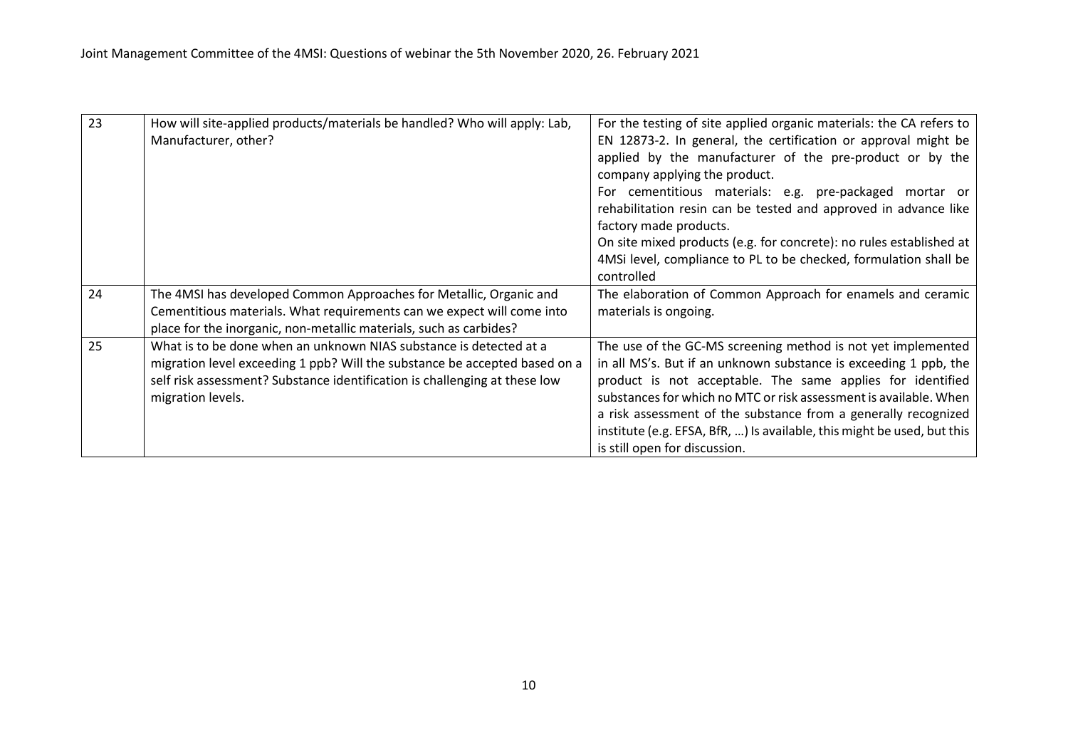| | | |
|---|---|---|
| 23 | How will site-applied products/materials be handled? Who will apply: Lab, Manufacturer, other? | For the testing of site applied organic materials: the CA refers to EN 12873-2. In general, the certification or approval might be applied by the manufacturer of the pre-product or by the company applying the product.<br>For cementitious materials: e.g. pre-packaged mortar or rehabilitation resin can be tested and approved in advance like factory made products.<br>On site mixed products (e.g. for concrete): no rules established at 4MSi level, compliance to PL to be checked, formulation shall be controlled |
| 24 | The 4MSI has developed Common Approaches for Metallic, Organic and Cementitious materials. What requirements can we expect will come into place for the inorganic, non-metallic materials, such as carbides? | The elaboration of Common Approach for enamels and ceramic materials is ongoing. |
| 25 | What is to be done when an unknown NIAS substance is detected at a migration level exceeding 1 ppb? Will the substance be accepted based on a self risk assessment? Substance identification is challenging at these low migration levels. | The use of the GC-MS screening method is not yet implemented in all MS's. But if an unknown substance is exceeding 1 ppb, the product is not acceptable. The same applies for identified substances for which no MTC or risk assessment is available. When a risk assessment of the substance from a generally recognized institute (e.g. EFSA, BfR, …) Is available, this might be used, but this is still open for discussion. |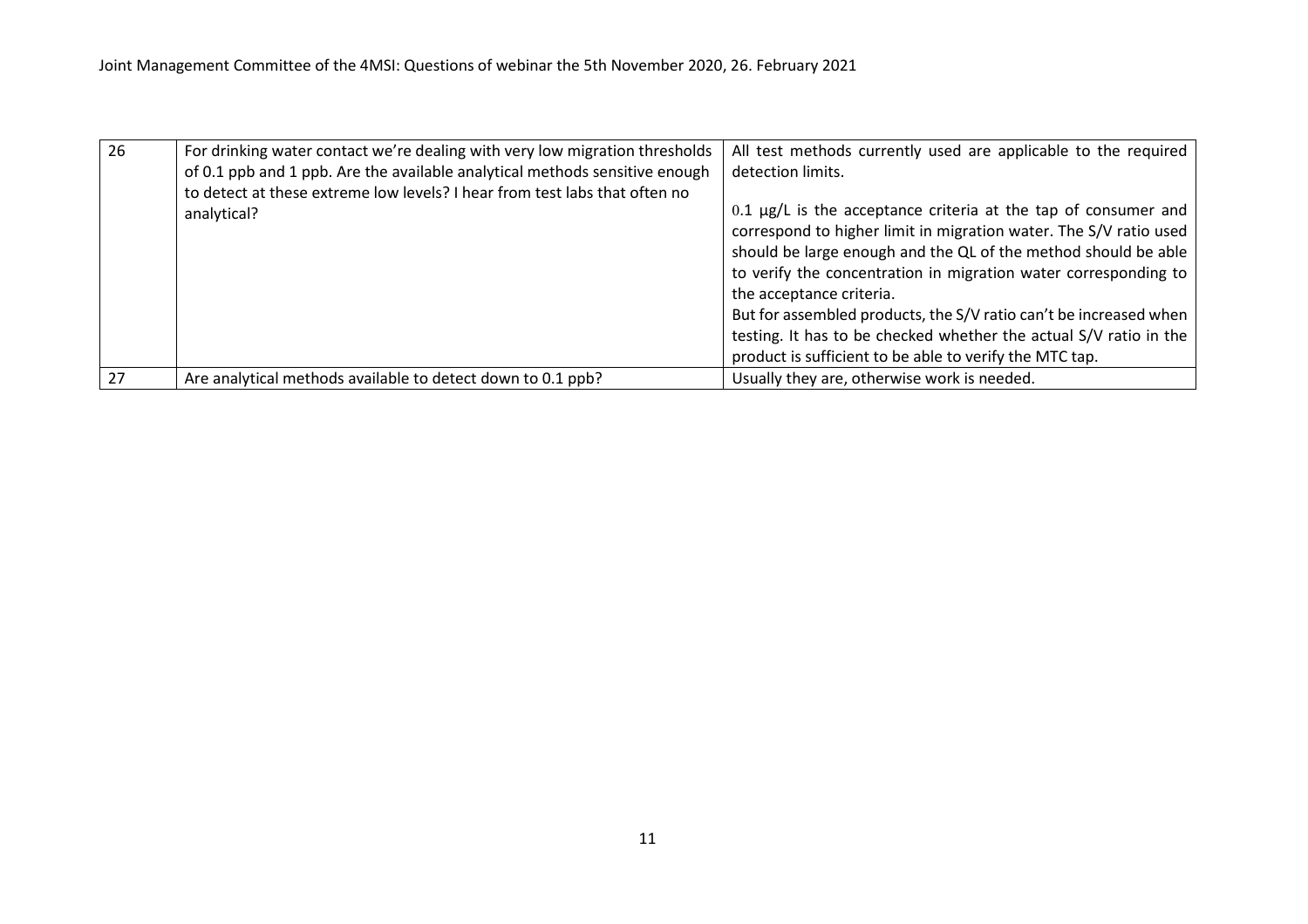| 26 | For drinking water contact we're dealing with very low migration thresholds of 0.1 ppb and 1 ppb. Are the available analytical methods sensitive enough to detect at these extreme low levels? I hear from test labs that often no analytical? | All test methods currently used are applicable to the required detection limits.<br><br>0.1 µg/L is the acceptance criteria at the tap of consumer and correspond to higher limit in migration water. The S/V ratio used should be large enough and the QL of the method should be able to verify the concentration in migration water corresponding to the acceptance criteria.<br>But for assembled products, the S/V ratio can't be increased when testing. It has to be checked whether the actual S/V ratio in the product is sufficient to be able to verify the MTC tap. |
|---|---|---|
| 27 | Are analytical methods available to detect down to 0.1 ppb? | Usually they are, otherwise work is needed. |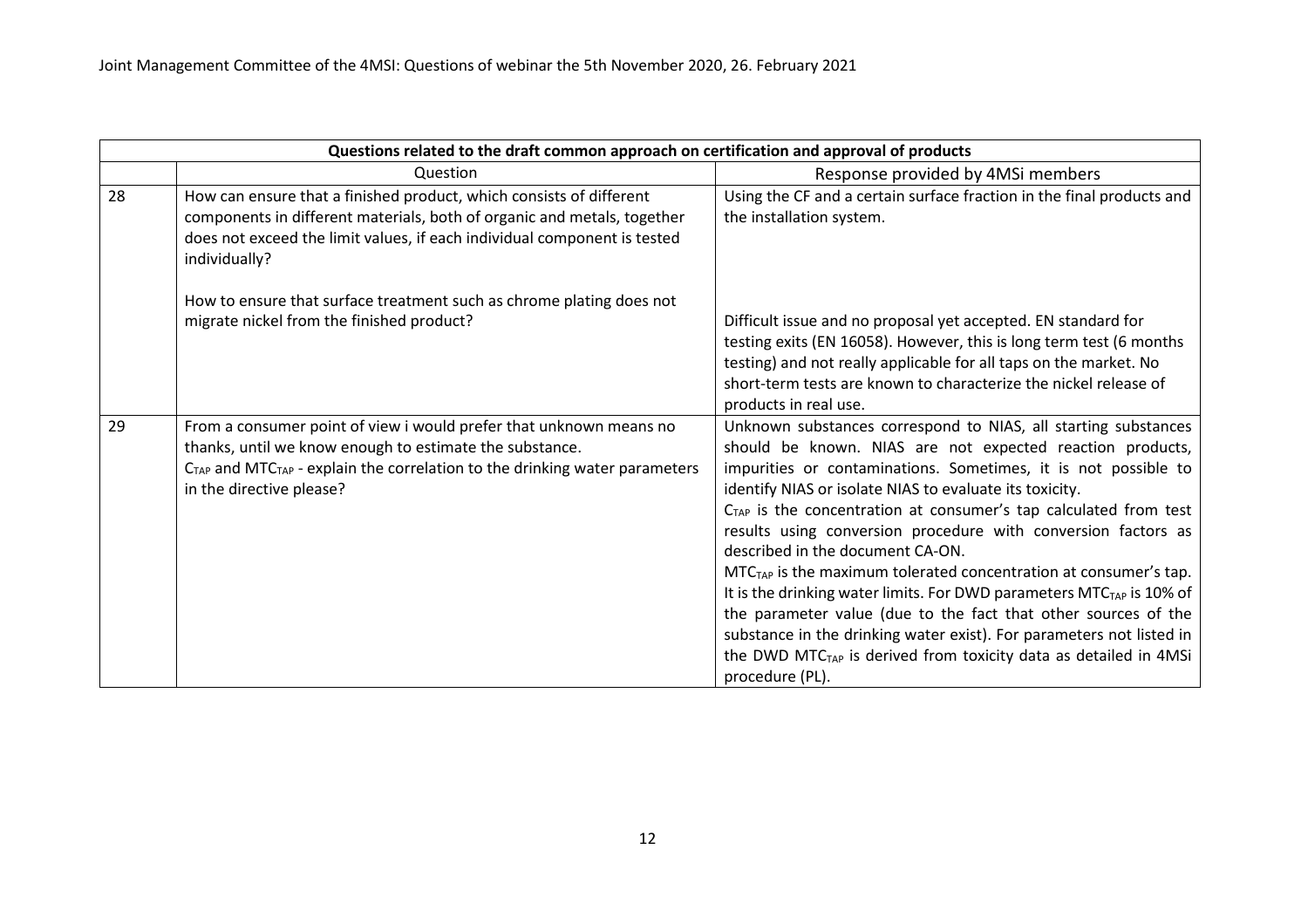| Questions related to the draft common approach on certification and approval of products | | |
|---|---|---|
| | Question | Response provided by 4MSi members |
| 28 | How can ensure that a finished product, which consists of different components in different materials, both of organic and metals, together does not exceed the limit values, if each individual component is tested individually?<br><br>How to ensure that surface treatment such as chrome plating does not migrate nickel from the finished product? | Using the CF and a certain surface fraction in the final products and the installation system.<br><br>Difficult issue and no proposal yet accepted. EN standard for testing exits (EN 16058). However, this is long term test (6 months testing) and not really applicable for all taps on the market. No short-term tests are known to characterize the nickel release of products in real use. |
| 29 | From a consumer point of view i would prefer that unknown means no thanks, until we know enough to estimate the substance.<br>$C_{TAP}$ and $MTC_{TAP}$ - explain the correlation to the drinking water parameters in the directive please? | Unknown substances correspond to NIAS, all starting substances should be known. NIAS are not expected reaction products, impurities or contaminations. Sometimes, it is not possible to identify NIAS or isolate NIAS to evaluate its toxicity.<br>$C_{TAP}$ is the concentration at consumer's tap calculated from test results using conversion procedure with conversion factors as described in the document CA-ON.<br>$MTC_{TAP}$ is the maximum tolerated concentration at consumer's tap. It is the drinking water limits. For DWD parameters $MTC_{TAP}$ is 10% of the parameter value (due to the fact that other sources of the substance in the drinking water exist). For parameters not listed in the DWD $MTC_{TAP}$ is derived from toxicity data as detailed in 4MSi procedure (PL). |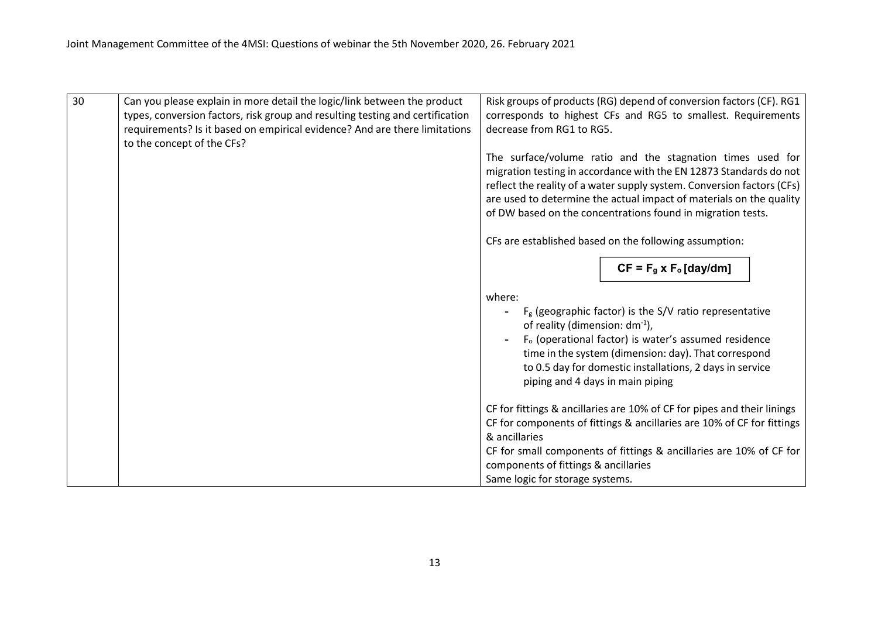| 30 | Can you please explain in more detail the logic/link between the product types, conversion factors, risk group and resulting testing and certification requirements? Is it based on empirical evidence? And are there limitations to the concept of the CFs? | Risk groups of products (RG) depend of conversion factors (CF). RG1 corresponds to highest CFs and RG5 to smallest. Requirements decrease from RG1 to RG5.<br><br>The surface/volume ratio and the stagnation times used for migration testing in accordance with the EN 12873 Standards do not reflect the reality of a water supply system. Conversion factors (CFs) are used to determine the actual impact of materials on the quality of DW based on the concentrations found in migration tests.<br><br>CFs are established based on the following assumption:<br><br>$CF = F_g \times F_o$ **[day/dm]**<br><br>where:<br>- $F_g$ (geographic factor) is the S/V ratio representative of reality (dimension: $dm^{-1}$),<br>- $F_o$ (operational factor) is water's assumed residence time in the system (dimension: day). That correspond to 0.5 day for domestic installations, 2 days in service piping and 4 days in main piping<br><br>CF for fittings & ancillaries are 10% of CF for pipes and their linings<br>CF for components of fittings & ancillaries are 10% of CF for fittings & ancillaries<br>CF for small components of fittings & ancillaries are 10% of CF for components of fittings & ancillaries<br>Same logic for storage systems. |
|---|---|---|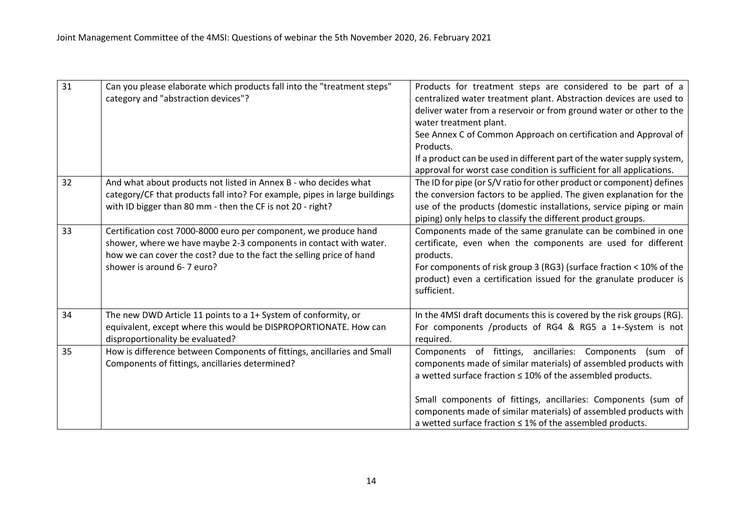| 31 | Can you please elaborate which products fall into the "treatment steps" category and "abstraction devices"? | Products for treatment steps are considered to be part of a centralized water treatment plant. Abstraction devices are used to deliver water from a reservoir or from ground water or other to the water treatment plant.<br>See Annex C of Common Approach on certification and Approval of Products.<br>If a product can be used in different part of the water supply system, approval for worst case condition is sufficient for all applications. |
|---|---|---|
| 32 | And what about products not listed in Annex B - who decides what category/CF that products fall into? For example, pipes in large buildings with ID bigger than 80 mm - then the CF is not 20 - right? | The ID for pipe (or S/V ratio for other product or component) defines the conversion factors to be applied. The given explanation for the use of the products (domestic installations, service piping or main piping) only helps to classify the different product groups. |
| 33 | Certification cost 7000-8000 euro per component, we produce hand shower, where we have maybe 2-3 components in contact with water. how we can cover the cost? due to the fact the selling price of hand shower is around 6- 7 euro? | Components made of the same granulate can be combined in one certificate, even when the components are used for different products.<br>For components of risk group 3 (RG3) (surface fraction < 10% of the product) even a certification issued for the granulate producer is sufficient. |
| 34 | The new DWD Article 11 points to a 1+ System of conformity, or equivalent, except where this would be DISPROPORTIONATE. How can disproportionality be evaluated? | In the 4MSI draft documents this is covered by the risk groups (RG). For components /products of RG4 & RG5 a 1+-System is not required. |
| 35 | How is difference between Components of fittings, ancillaries and Small Components of fittings, ancillaries determined? | Components of fittings, ancillaries: Components (sum of components made of similar materials) of assembled products with a wetted surface fraction ≤ 10% of the assembled products.<br><br>Small components of fittings, ancillaries: Components (sum of components made of similar materials) of assembled products with a wetted surface fraction ≤ 1% of the assembled products. |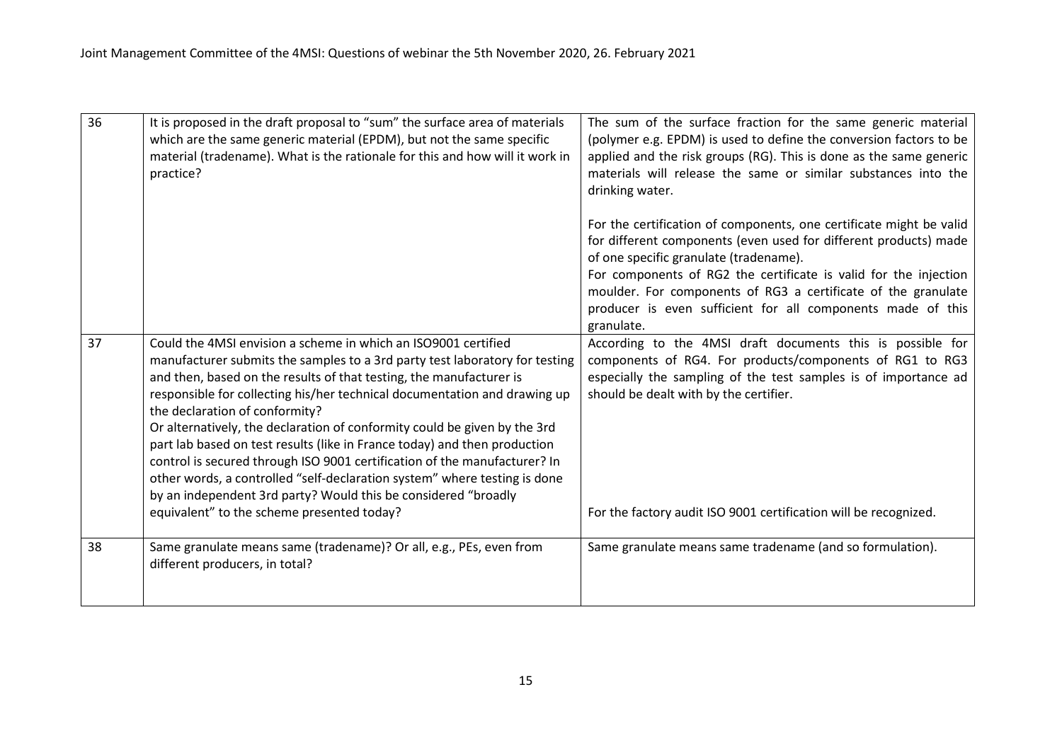| 36 | It is proposed in the draft proposal to "sum" the surface area of materials which are the same generic material (EPDM), but not the same specific material (tradename). What is the rationale for this and how will it work in practice? | The sum of the surface fraction for the same generic material (polymer e.g. EPDM) is used to define the conversion factors to be applied and the risk groups (RG). This is done as the same generic materials will release the same or similar substances into the drinking water.<br><br>For the certification of components, one certificate might be valid for different components (even used for different products) made of one specific granulate (tradename).<br>For components of RG2 the certificate is valid for the injection moulder. For components of RG3 a certificate of the granulate producer is even sufficient for all components made of this granulate. |
|---|---|---|
| 37 | Could the 4MSI envision a scheme in which an ISO9001 certified manufacturer submits the samples to a 3rd party test laboratory for testing and then, based on the results of that testing, the manufacturer is responsible for collecting his/her technical documentation and drawing up the declaration of conformity?<br>Or alternatively, the declaration of conformity could be given by the 3rd part lab based on test results (like in France today) and then production control is secured through ISO 9001 certification of the manufacturer? In other words, a controlled "self-declaration system" where testing is done by an independent 3rd party? Would this be considered "broadly equivalent" to the scheme presented today? | According to the 4MSI draft documents this is possible for components of RG4. For products/components of RG1 to RG3 especially the sampling of the test samples is of importance ad should be dealt with by the certifier.<br><br>For the factory audit ISO 9001 certification will be recognized. |
| 38 | Same granulate means same (tradename)? Or all, e.g., PEs, even from different producers, in total? | Same granulate means same tradename (and so formulation). |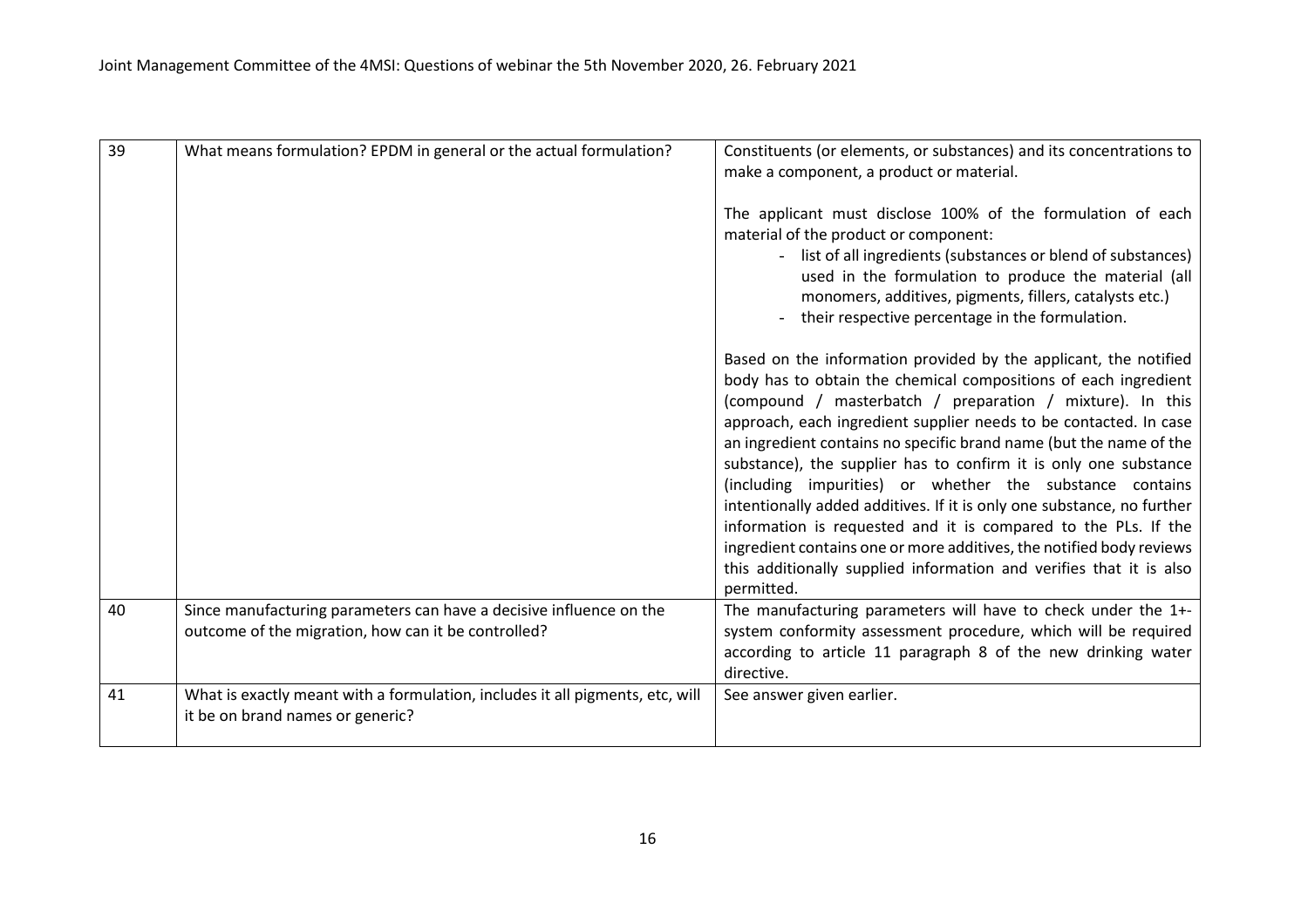| 39 | What means formulation? EPDM in general or the actual formulation? | Constituents (or elements, or substances) and its concentrations to make a component, a product or material.<br><br>The applicant must disclose 100% of the formulation of each material of the product or component:<br>- list of all ingredients (substances or blend of substances) used in the formulation to produce the material (all monomers, additives, pigments, fillers, catalysts etc.)<br>- their respective percentage in the formulation.<br><br>Based on the information provided by the applicant, the notified body has to obtain the chemical compositions of each ingredient (compound / masterbatch / preparation / mixture). In this approach, each ingredient supplier needs to be contacted. In case an ingredient contains no specific brand name (but the name of the substance), the supplier has to confirm it is only one substance (including impurities) or whether the substance contains intentionally added additives. If it is only one substance, no further information is requested and it is compared to the PLs. If the ingredient contains one or more additives, the notified body reviews this additionally supplied information and verifies that it is also permitted. |
|---|---|---|
| 40 | Since manufacturing parameters can have a decisive influence on the outcome of the migration, how can it be controlled? | The manufacturing parameters will have to check under the 1+-system conformity assessment procedure, which will be required according to article 11 paragraph 8 of the new drinking water directive. |
| 41 | What is exactly meant with a formulation, includes it all pigments, etc, will it be on brand names or generic? | See answer given earlier. |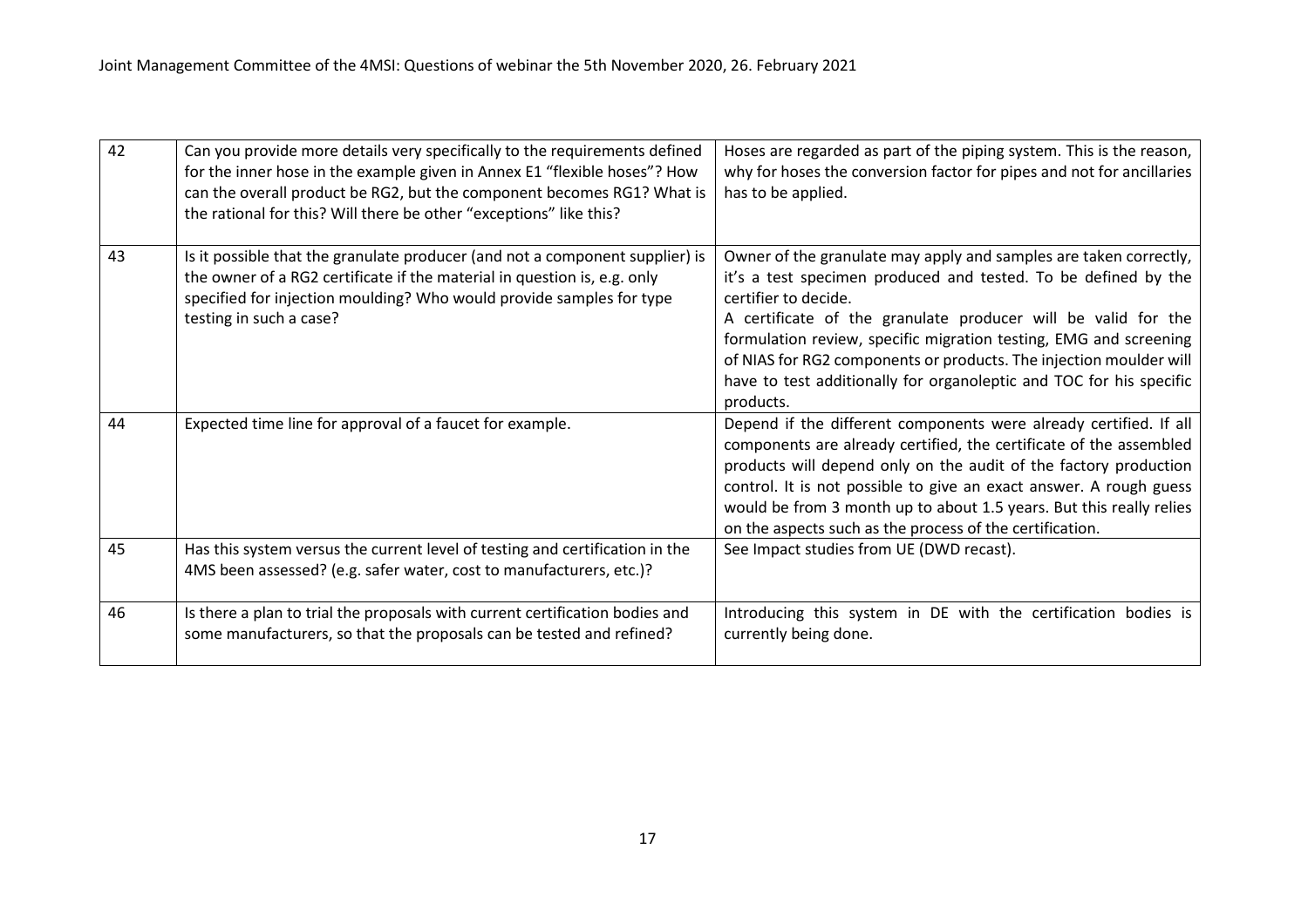| 42 | Can you provide more details very specifically to the requirements defined for the inner hose in the example given in Annex E1 "flexible hoses"? How can the overall product be RG2, but the component becomes RG1? What is the rational for this? Will there be other "exceptions" like this? | Hoses are regarded as part of the piping system. This is the reason, why for hoses the conversion factor for pipes and not for ancillaries has to be applied. |
|---|---|---|
| 43 | Is it possible that the granulate producer (and not a component supplier) is the owner of a RG2 certificate if the material in question is, e.g. only specified for injection moulding? Who would provide samples for type testing in such a case? | Owner of the granulate may apply and samples are taken correctly, it's a test specimen produced and tested. To be defined by the certifier to decide.<br>A certificate of the granulate producer will be valid for the formulation review, specific migration testing, EMG and screening of NIAS for RG2 components or products. The injection moulder will have to test additionally for organoleptic and TOC for his specific products. |
| 44 | Expected time line for approval of a faucet for example. | Depend if the different components were already certified. If all components are already certified, the certificate of the assembled products will depend only on the audit of the factory production control. It is not possible to give an exact answer. A rough guess would be from 3 month up to about 1.5 years. But this really relies on the aspects such as the process of the certification. |
| 45 | Has this system versus the current level of testing and certification in the 4MS been assessed? (e.g. safer water, cost to manufacturers, etc.)? | See Impact studies from UE (DWD recast). |
| 46 | Is there a plan to trial the proposals with current certification bodies and some manufacturers, so that the proposals can be tested and refined? | Introducing this system in DE with the certification bodies is currently being done. |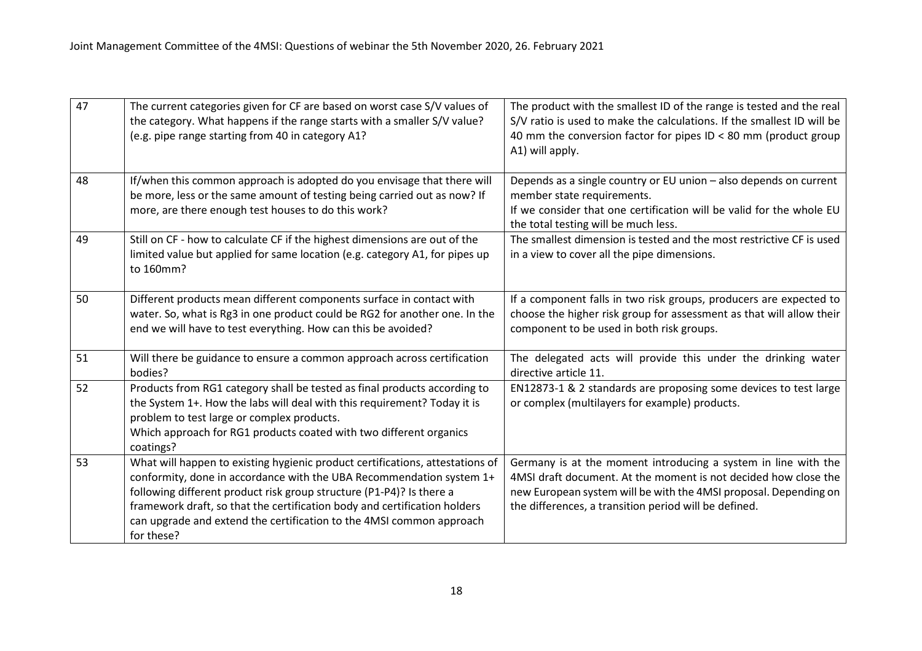| 47 | The current categories given for CF are based on worst case S/V values of the category. What happens if the range starts with a smaller S/V value? (e.g. pipe range starting from 40 in category A1? | The product with the smallest ID of the range is tested and the real S/V ratio is used to make the calculations. If the smallest ID will be 40 mm the conversion factor for pipes ID < 80 mm (product group A1) will apply. |
|---|---|---|
| 48 | If/when this common approach is adopted do you envisage that there will be more, less or the same amount of testing being carried out as now? If more, are there enough test houses to do this work? | Depends as a single country or EU union – also depends on current member state requirements.<br>If we consider that one certification will be valid for the whole EU the total testing will be much less. |
| 49 | Still on CF - how to calculate CF if the highest dimensions are out of the limited value but applied for same location (e.g. category A1, for pipes up to 160mm? | The smallest dimension is tested and the most restrictive CF is used in a view to cover all the pipe dimensions. |
| 50 | Different products mean different components surface in contact with water. So, what is Rg3 in one product could be RG2 for another one. In the end we will have to test everything. How can this be avoided? | If a component falls in two risk groups, producers are expected to choose the higher risk group for assessment as that will allow their component to be used in both risk groups. |
| 51 | Will there be guidance to ensure a common approach across certification bodies? | The delegated acts will provide this under the drinking water directive article 11. |
| 52 | Products from RG1 category shall be tested as final products according to the System 1+. How the labs will deal with this requirement? Today it is problem to test large or complex products.<br>Which approach for RG1 products coated with two different organics coatings? | EN12873-1 & 2 standards are proposing some devices to test large or complex (multilayers for example) products. |
| 53 | What will happen to existing hygienic product certifications, attestations of conformity, done in accordance with the UBA Recommendation system 1+ following different product risk group structure (P1-P4)? Is there a framework draft, so that the certification body and certification holders can upgrade and extend the certification to the 4MSI common approach for these? | Germany is at the moment introducing a system in line with the 4MSI draft document. At the moment is not decided how close the new European system will be with the 4MSI proposal. Depending on the differences, a transition period will be defined. |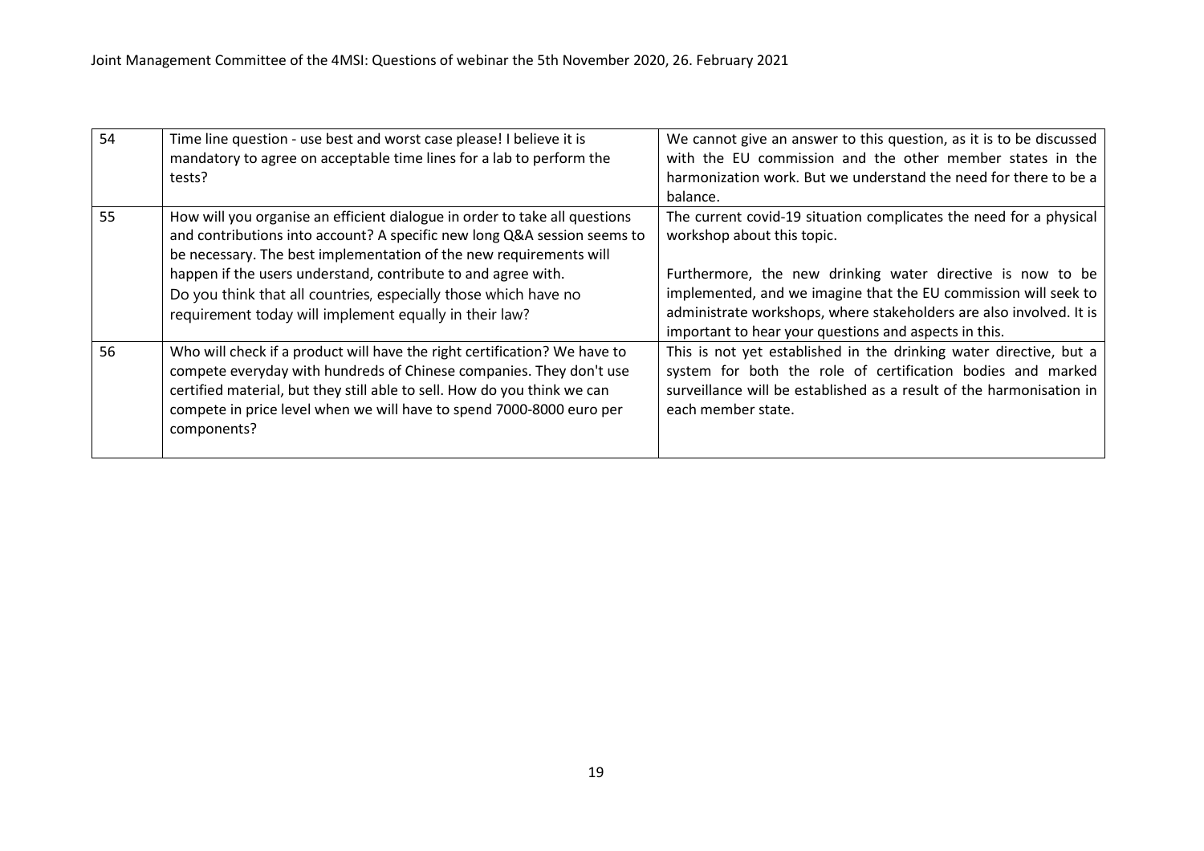| 54 | Time line question - use best and worst case please! I believe it is mandatory to agree on acceptable time lines for a lab to perform the tests? | We cannot give an answer to this question, as it is to be discussed with the EU commission and the other member states in the harmonization work. But we understand the need for there to be a balance. |
|---|---|---|
| 55 | How will you organise an efficient dialogue in order to take all questions and contributions into account? A specific new long Q&A session seems to be necessary. The best implementation of the new requirements will happen if the users understand, contribute to and agree with.<br>Do you think that all countries, especially those which have no requirement today will implement equally in their law? | The current covid-19 situation complicates the need for a physical workshop about this topic.<br><br>Furthermore, the new drinking water directive is now to be implemented, and we imagine that the EU commission will seek to administrate workshops, where stakeholders are also involved. It is important to hear your questions and aspects in this. |
| 56 | Who will check if a product will have the right certification? We have to compete everyday with hundreds of Chinese companies. They don't use certified material, but they still able to sell. How do you think we can compete in price level when we will have to spend 7000-8000 euro per components? | This is not yet established in the drinking water directive, but a system for both the role of certification bodies and marked surveillance will be established as a result of the harmonisation in each member state. |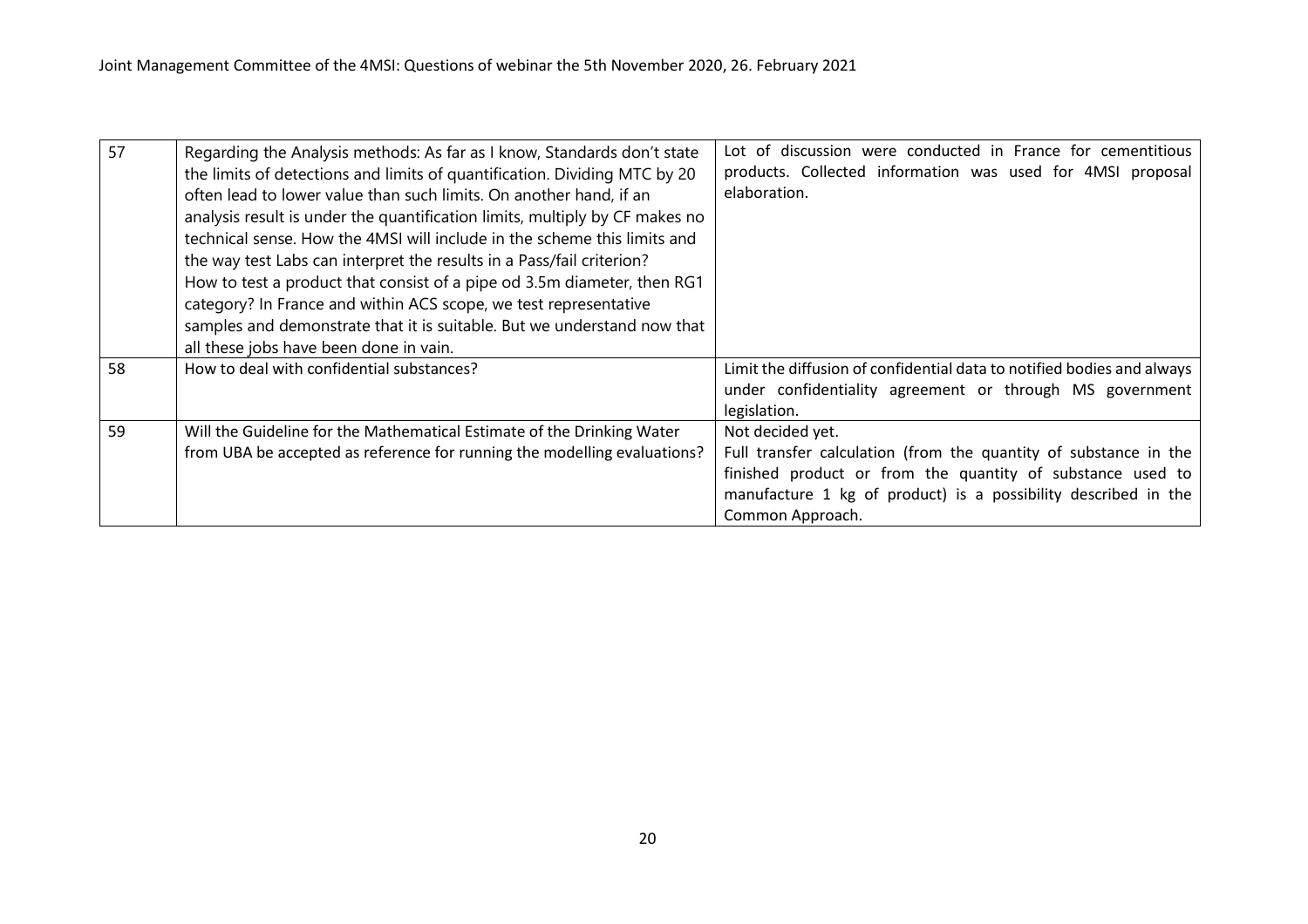| 57 | Regarding the Analysis methods: As far as I know, Standards don't state the limits of detections and limits of quantification. Dividing MTC by 20 often lead to lower value than such limits. On another hand, if an analysis result is under the quantification limits, multiply by CF makes no technical sense. How the 4MSI will include in the scheme this limits and the way test Labs can interpret the results in a Pass/fail criterion?<br>How to test a product that consist of a pipe od 3.5m diameter, then RG1 category? In France and within ACS scope, we test representative samples and demonstrate that it is suitable. But we understand now that all these jobs have been done in vain. | Lot of discussion were conducted in France for cementitious products. Collected information was used for 4MSI proposal elaboration. |
|---|---|---|
| 58 | How to deal with confidential substances? | Limit the diffusion of confidential data to notified bodies and always under confidentiality agreement or through MS government legislation. |
| 59 | Will the Guideline for the Mathematical Estimate of the Drinking Water from UBA be accepted as reference for running the modelling evaluations? | Not decided yet.<br>Full transfer calculation (from the quantity of substance in the finished product or from the quantity of substance used to manufacture 1 kg of product) is a possibility described in the Common Approach. |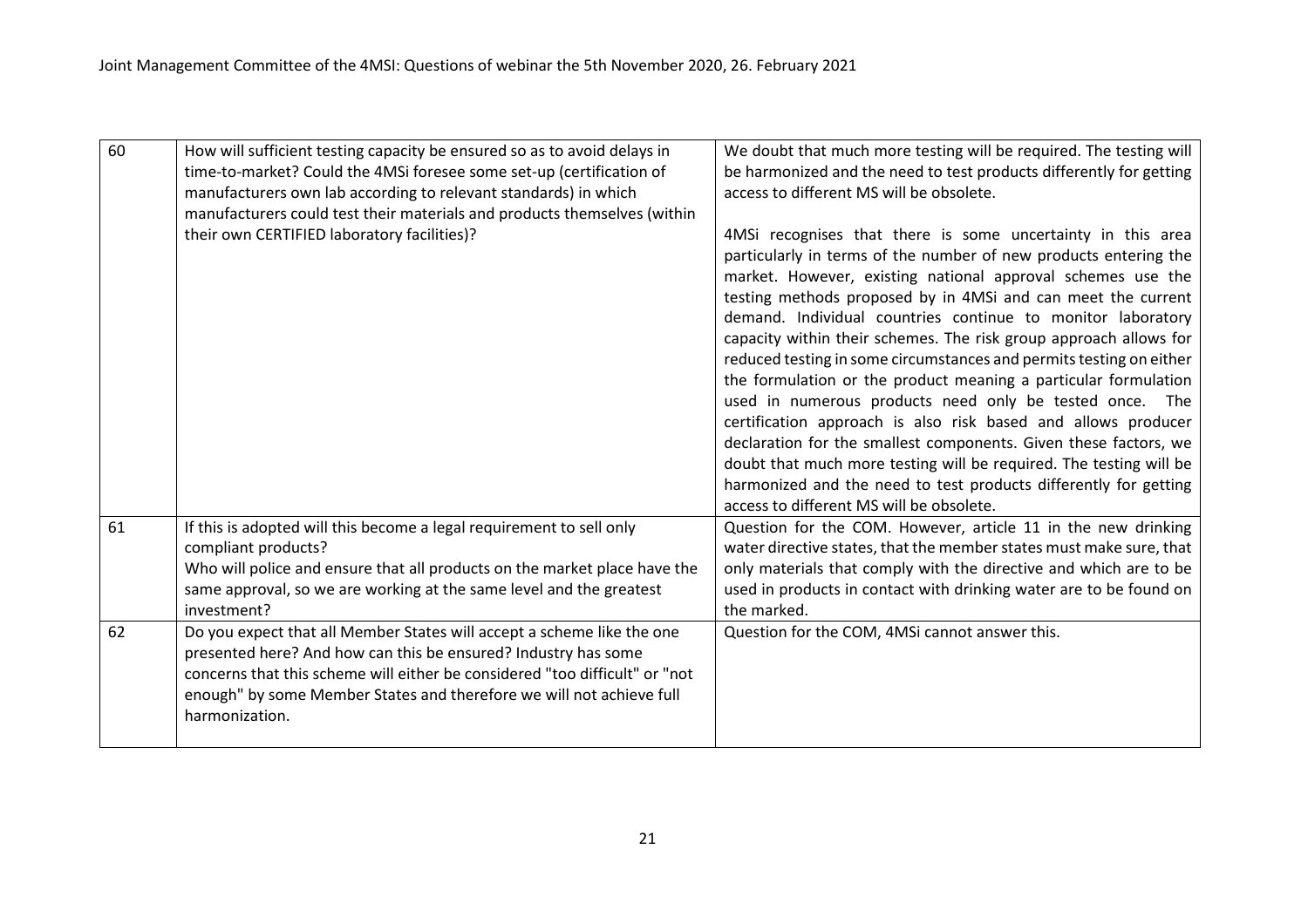| 60 | How will sufficient testing capacity be ensured so as to avoid delays in time-to-market? Could the 4MSi foresee some set-up (certification of manufacturers own lab according to relevant standards) in which manufacturers could test their materials and products themselves (within their own CERTIFIED laboratory facilities)? | We doubt that much more testing will be required. The testing will be harmonized and the need to test products differently for getting access to different MS will be obsolete.<br><br>4MSi recognises that there is some uncertainty in this area particularly in terms of the number of new products entering the market. However, existing national approval schemes use the testing methods proposed by in 4MSi and can meet the current demand. Individual countries continue to monitor laboratory capacity within their schemes. The risk group approach allows for reduced testing in some circumstances and permits testing on either the formulation or the product meaning a particular formulation used in numerous products need only be tested once. The certification approach is also risk based and allows producer declaration for the smallest components. Given these factors, we doubt that much more testing will be required. The testing will be harmonized and the need to test products differently for getting access to different MS will be obsolete. |
|---|---|---|
| 61 | If this is adopted will this become a legal requirement to sell only compliant products?<br>Who will police and ensure that all products on the market place have the same approval, so we are working at the same level and the greatest investment? | Question for the COM. However, article 11 in the new drinking water directive states, that the member states must make sure, that only materials that comply with the directive and which are to be used in products in contact with drinking water are to be found on the marked. |
| 62 | Do you expect that all Member States will accept a scheme like the one presented here? And how can this be ensured? Industry has some concerns that this scheme will either be considered "too difficult" or "not enough" by some Member States and therefore we will not achieve full harmonization. | Question for the COM, 4MSi cannot answer this. |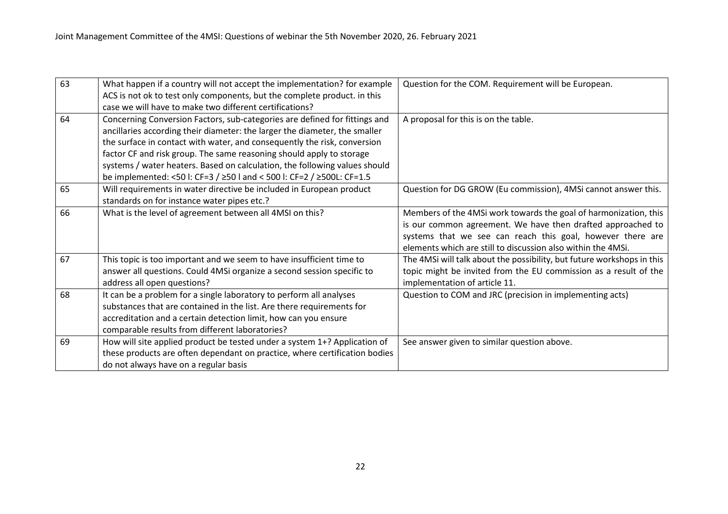| 63 | What happen if a country will not accept the implementation? for example ACS is not ok to test only components, but the complete product. in this case we will have to make two different certifications? | Question for the COM. Requirement will be European. |
|---|---|---|
| 64 | Concerning Conversion Factors, sub-categories are defined for fittings and ancillaries according their diameter: the larger the diameter, the smaller the surface in contact with water, and consequently the risk, conversion factor CF and risk group. The same reasoning should apply to storage systems / water heaters. Based on calculation, the following values should be implemented: <50 l: CF=3 / ≥50 l and < 500 l: CF=2 / ≥500L: CF=1.5 | A proposal for this is on the table. |
| 65 | Will requirements in water directive be included in European product standards on for instance water pipes etc.? | Question for DG GROW (Eu commission), 4MSi cannot answer this. |
| 66 | What is the level of agreement between all 4MSI on this? | Members of the 4MSi work towards the goal of harmonization, this is our common agreement. We have then drafted approached to systems that we see can reach this goal, however there are elements which are still to discussion also within the 4MSi. |
| 67 | This topic is too important and we seem to have insufficient time to answer all questions. Could 4MSi organize a second session specific to address all open questions? | The 4MSi will talk about the possibility, but future workshops in this topic might be invited from the EU commission as a result of the implementation of article 11. |
| 68 | It can be a problem for a single laboratory to perform all analyses substances that are contained in the list. Are there requirements for accreditation and a certain detection limit, how can you ensure comparable results from different laboratories? | Question to COM and JRC (precision in implementing acts) |
| 69 | How will site applied product be tested under a system 1+? Application of these products are often dependant on practice, where certification bodies do not always have on a regular basis | See answer given to similar question above. |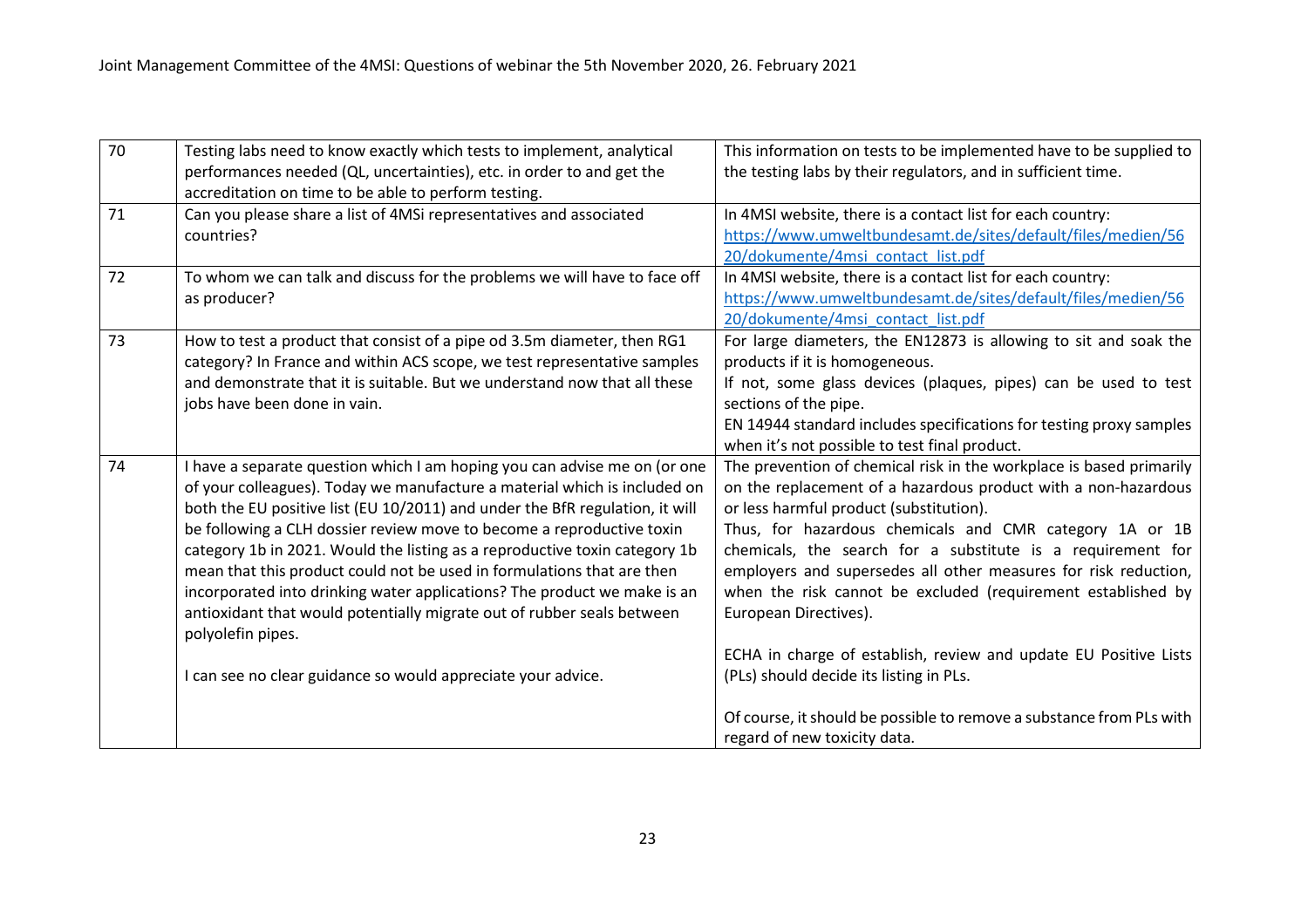| 70 | Testing labs need to know exactly which tests to implement, analytical performances needed (QL, uncertainties), etc. in order to and get the accreditation on time to be able to perform testing. | This information on tests to be implemented have to be supplied to the testing labs by their regulators, and in sufficient time. |
|---|---|---|
| 71 | Can you please share a list of 4MSi representatives and associated countries? | In 4MSI website, there is a contact list for each country: https://www.umweltbundesamt.de/sites/default/files/medien/5620/dokumente/4msi_contact_list.pdf |
| 72 | To whom we can talk and discuss for the problems we will have to face off as producer? | In 4MSI website, there is a contact list for each country: https://www.umweltbundesamt.de/sites/default/files/medien/5620/dokumente/4msi_contact_list.pdf |
| 73 | How to test a product that consist of a pipe od 3.5m diameter, then RG1 category? In France and within ACS scope, we test representative samples and demonstrate that it is suitable. But we understand now that all these jobs have been done in vain. | For large diameters, the EN12873 is allowing to sit and soak the products if it is homogeneous.<br>If not, some glass devices (plaques, pipes) can be used to test sections of the pipe.<br>EN 14944 standard includes specifications for testing proxy samples when it's not possible to test final product. |
| 74 | I have a separate question which I am hoping you can advise me on (or one of your colleagues). Today we manufacture a material which is included on both the EU positive list (EU 10/2011) and under the BfR regulation, it will be following a CLH dossier review move to become a reproductive toxin category 1b in 2021. Would the listing as a reproductive toxin category 1b mean that this product could not be used in formulations that are then incorporated into drinking water applications? The product we make is an antioxidant that would potentially migrate out of rubber seals between polyolefin pipes.<br><br>I can see no clear guidance so would appreciate your advice. | The prevention of chemical risk in the workplace is based primarily on the replacement of a hazardous product with a non-hazardous or less harmful product (substitution).<br>Thus, for hazardous chemicals and CMR category 1A or 1B chemicals, the search for a substitute is a requirement for employers and supersedes all other measures for risk reduction, when the risk cannot be excluded (requirement established by European Directives).<br><br>ECHA in charge of establish, review and update EU Positive Lists (PLs) should decide its listing in PLs.<br><br>Of course, it should be possible to remove a substance from PLs with regard of new toxicity data. |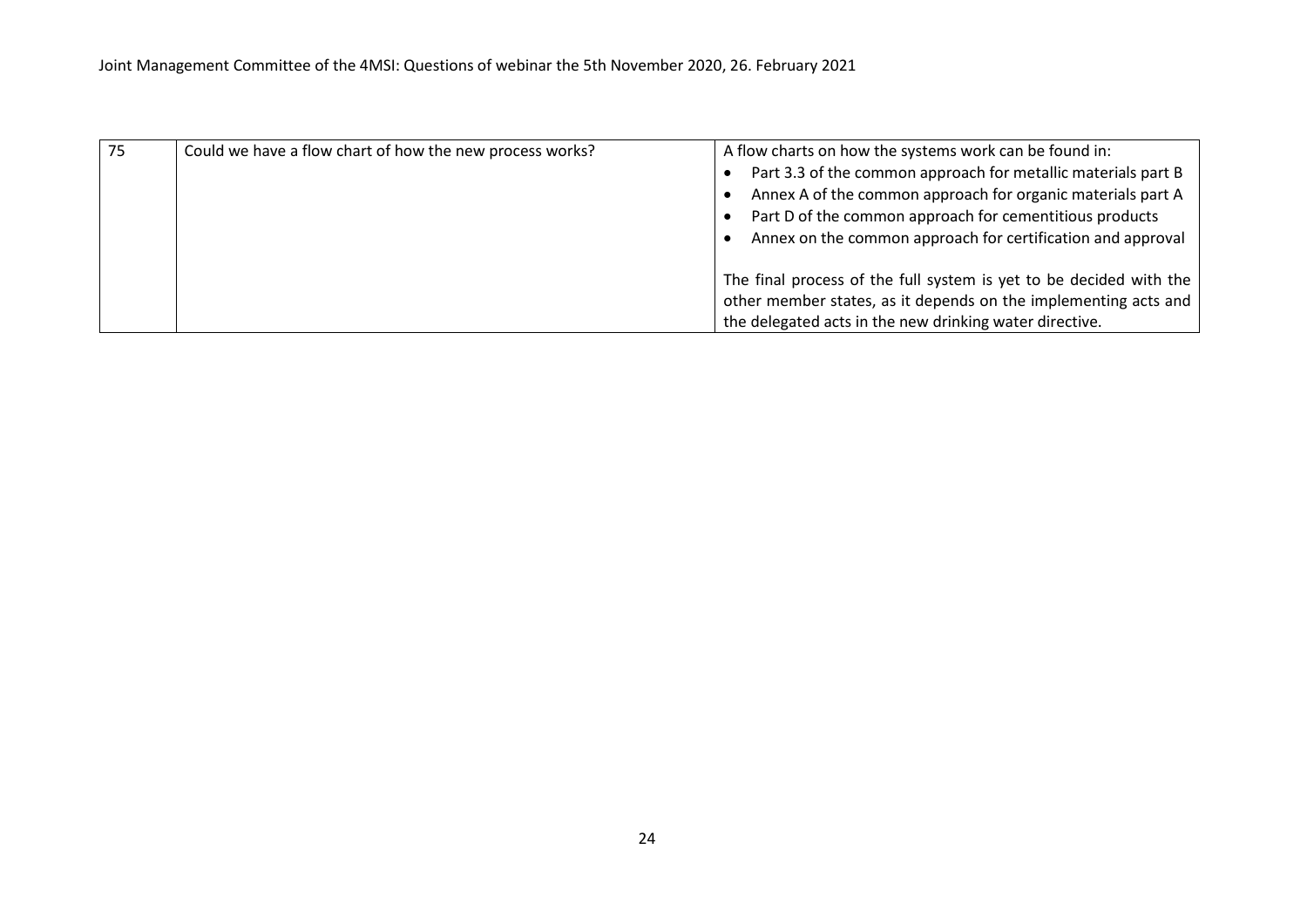| | | |
|---|---|---|
| 75 | Could we have a flow chart of how the new process works? | A flow charts on how the systems work can be found in:<br>• Part 3.3 of the common approach for metallic materials part B<br>• Annex A of the common approach for organic materials part A<br>• Part D of the common approach for cementitious products<br>• Annex on the common approach for certification and approval<br><br>The final process of the full system is yet to be decided with the other member states, as it depends on the implementing acts and the delegated acts in the new drinking water directive. |